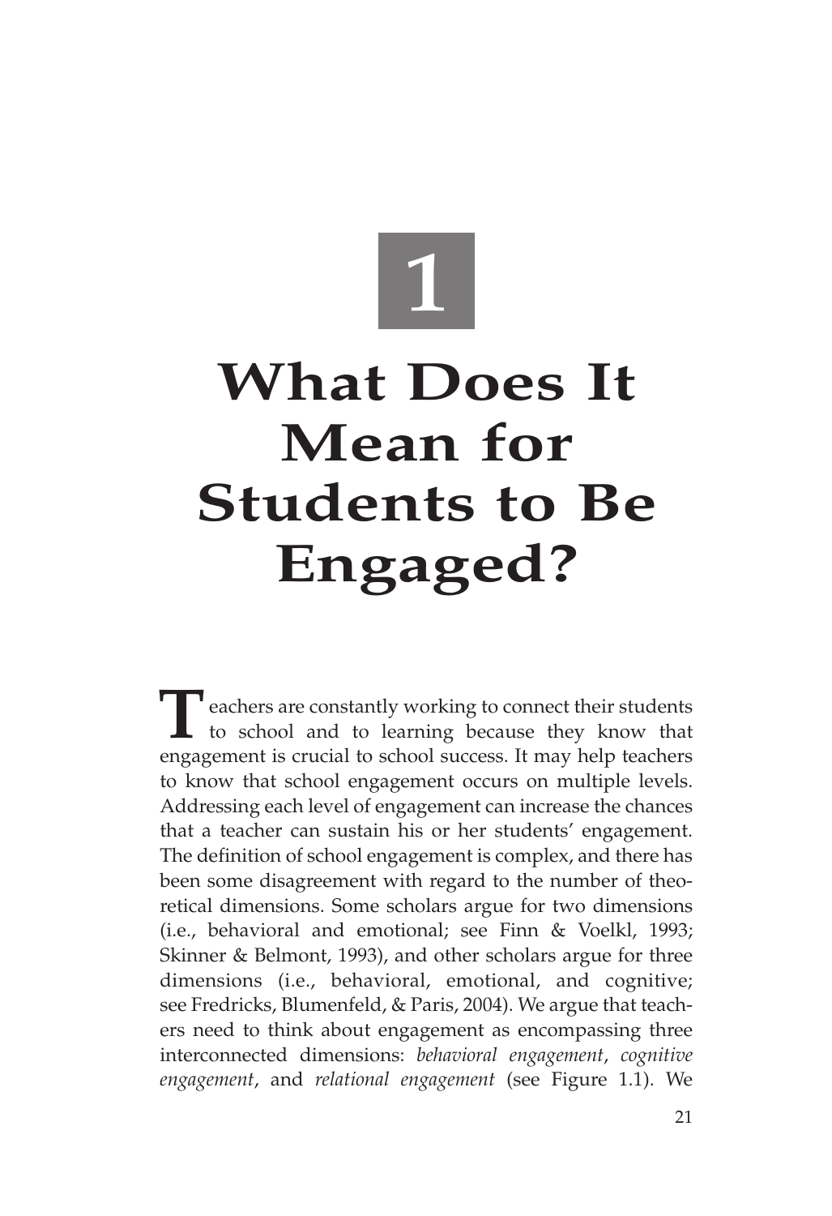# 1

# What Does It Mean for Students to Be Engaged?

Teachers are constantly working to connect their students to school and to learning because they know that engagement is crucial to school success. It may help teachers to know that school engagement occurs on multiple levels. Addressing each level of engagement can increase the chances that a teacher can sustain his or her students' engagement. The definition of school engagement is complex, and there has been some disagreement with regard to the number of theoretical dimensions. Some scholars argue for two dimensions (i.e., behavioral and emotional; see Finn & Voelkl, 1993; Skinner & Belmont, 1993), and other scholars argue for three dimensions (i.e., behavioral, emotional, and cognitive; see Fredricks, Blumenfeld, & Paris, 2004). We argue that teachers need to think about engagement as encompassing three interconnected dimensions: *behavioral engagement*, *cognitive engagement*, and *relational engagement* (see Figure 1.1). We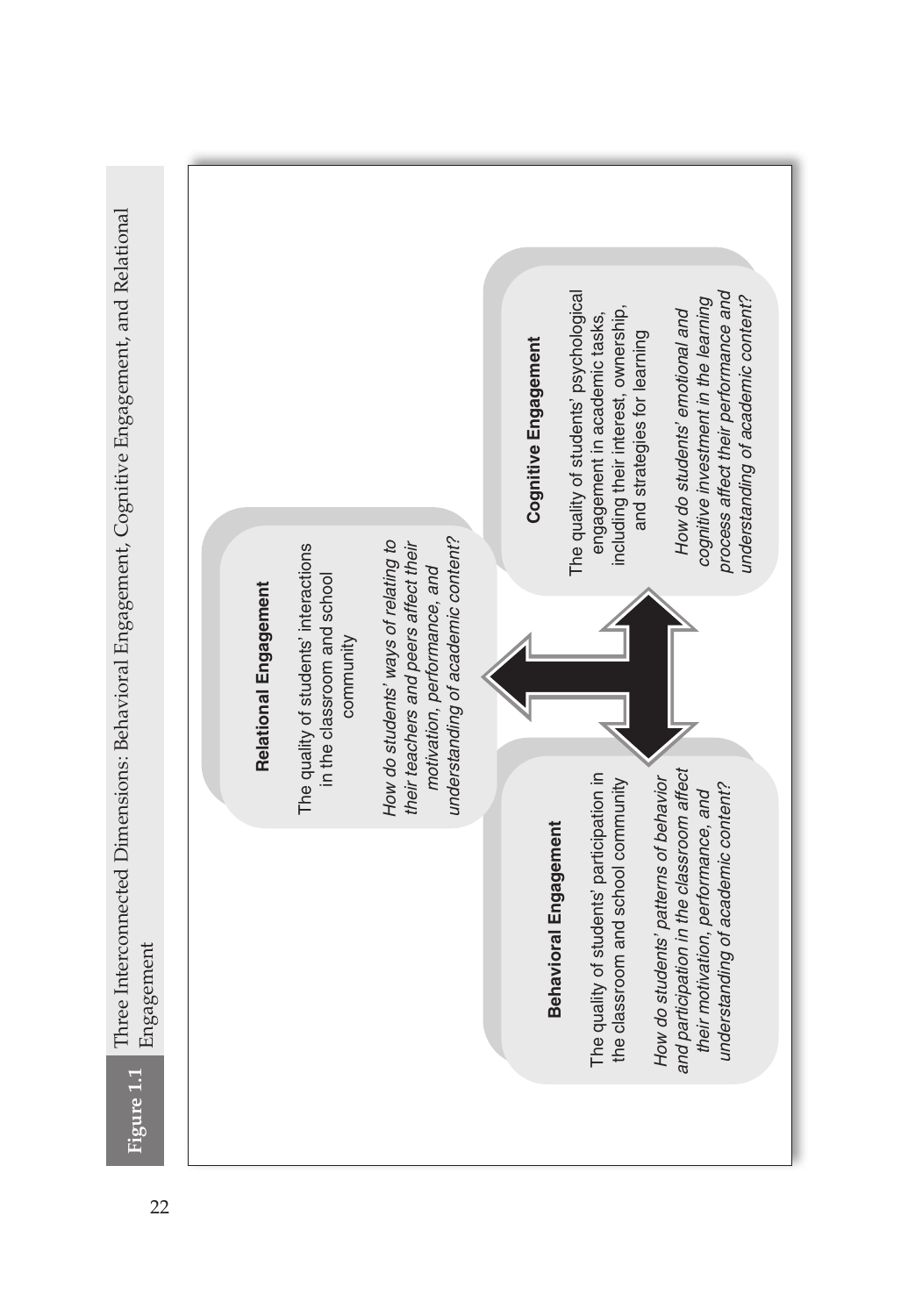**Figure 1.1** Three Interconnected Dimensions: Behavioral Engagement, Cognitive Engagement, and Relational Engagement

**Relational Engagement**

The quality of students' interactions in the classroom and school community

*How do students' ways of relating to their teachers and peers affect their motivation, performance, and understanding of academic content?*

**Behavioral Engagement**

The quality of students' participation in the classroom and school community

*How do students' patterns of behavior and participation in the classroom affect their motivation, performance, and understanding of academic content?*

**Cognitive Engagement**

The quality of students' psychological engagement in academic tasks, including their interest, ownership, and strategies for learning

*How do students' emotional and cognitive investment in the learning process affect their performance and understanding of academic content?*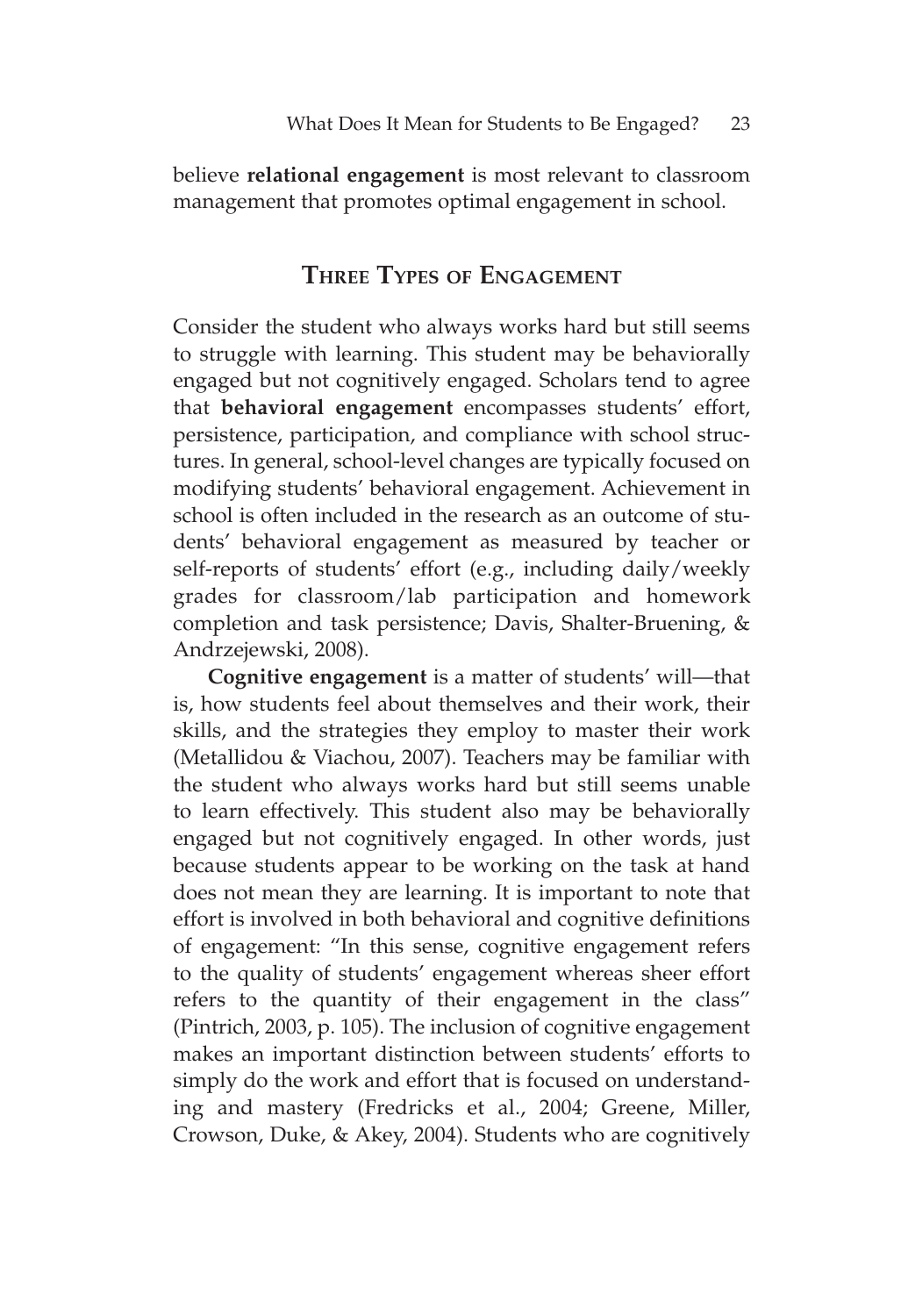believe **relational engagement** is most relevant to classroom management that promotes optimal engagement in school.

## Three Types of Engagement

Consider the student who always works hard but still seems to struggle with learning. This student may be behaviorally engaged but not cognitively engaged. Scholars tend to agree that **behavioral engagement** encompasses students' effort, persistence, participation, and compliance with school structures. In general, school-level changes are typically focused on modifying students' behavioral engagement. Achievement in school is often included in the research as an outcome of students' behavioral engagement as measured by teacher or self-reports of students' effort (e.g., including daily/weekly grades for classroom/lab participation and homework completion and task persistence; Davis, Shalter-Bruening, & Andrzejewski, 2008).

**Cognitive engagement** is a matter of students' will—that is, how students feel about themselves and their work, their skills, and the strategies they employ to master their work (Metallidou & Viachou, 2007). Teachers may be familiar with the student who always works hard but still seems unable to learn effectively. This student also may be behaviorally engaged but not cognitively engaged. In other words, just because students appear to be working on the task at hand does not mean they are learning. It is important to note that effort is involved in both behavioral and cognitive definitions of engagement: "In this sense, cognitive engagement refers to the quality of students' engagement whereas sheer effort refers to the quantity of their engagement in the class" (Pintrich, 2003, p. 105). The inclusion of cognitive engagement makes an important distinction between students' efforts to simply do the work and effort that is focused on understanding and mastery (Fredricks et al., 2004; Greene, Miller, Crowson, Duke, & Akey, 2004). Students who are cognitively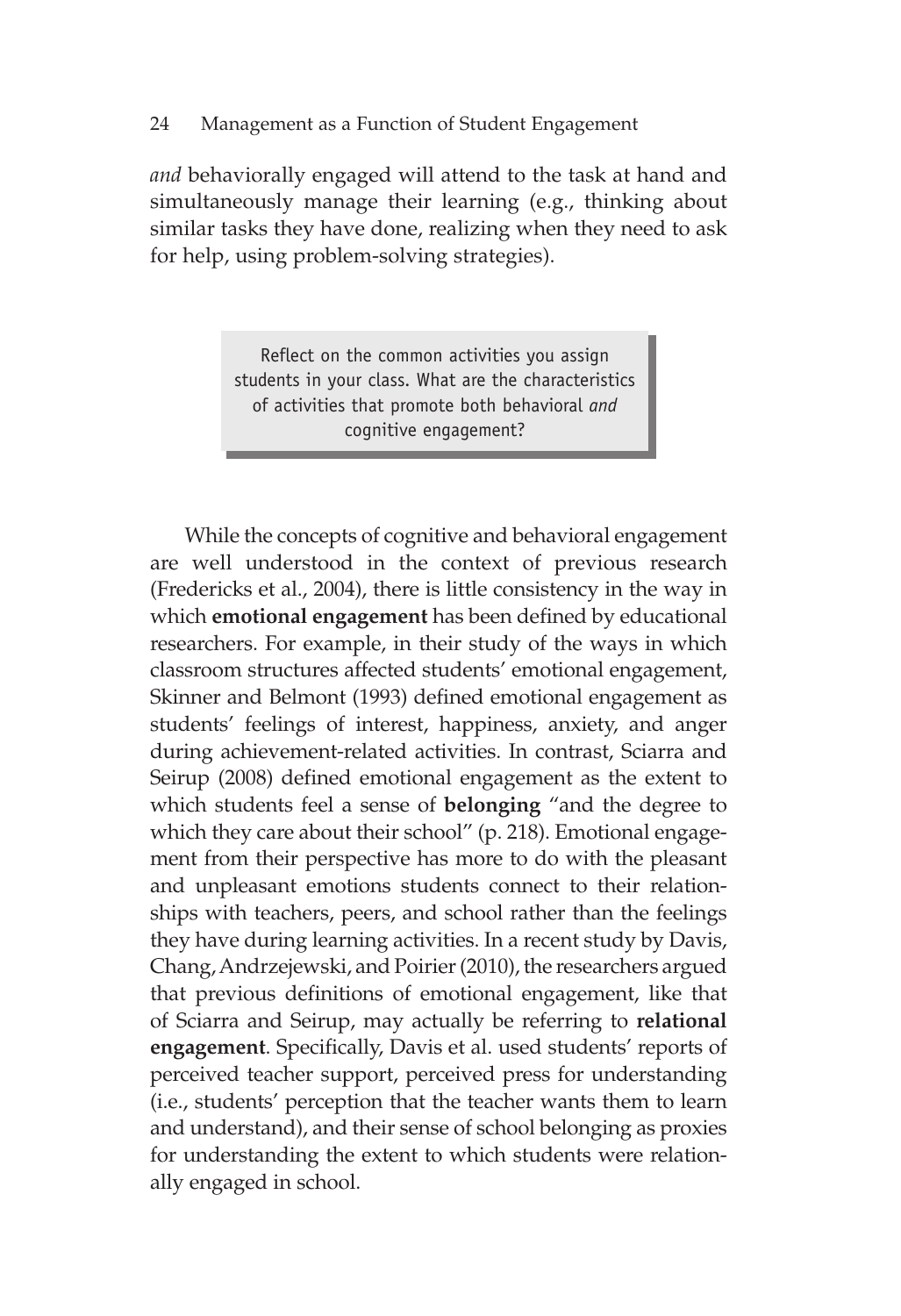*and* behaviorally engaged will attend to the task at hand and simultaneously manage their learning (e.g., thinking about similar tasks they have done, realizing when they need to ask for help, using problem-solving strategies).

> Reflect on the common activities you assign students in your class. What are the characteristics of activities that promote both behavioral *and* cognitive engagement?

While the concepts of cognitive and behavioral engagement are well understood in the context of previous research (Fredericks et al., 2004), there is little consistency in the way in which **emotional engagement** has been defined by educational researchers. For example, in their study of the ways in which classroom structures affected students' emotional engagement, Skinner and Belmont (1993) defined emotional engagement as students' feelings of interest, happiness, anxiety, and anger during achievement-related activities. In contrast, Sciarra and Seirup (2008) defined emotional engagement as the extent to which students feel a sense of **belonging** "and the degree to which they care about their school" (p. 218). Emotional engagement from their perspective has more to do with the pleasant and unpleasant emotions students connect to their relationships with teachers, peers, and school rather than the feelings they have during learning activities. In a recent study by Davis, Chang, Andrzejewski, and Poirier (2010), the researchers argued that previous definitions of emotional engagement, like that of Sciarra and Seirup, may actually be referring to **relational engagement**. Specifically, Davis et al. used students' reports of perceived teacher support, perceived press for understanding (i.e., students' perception that the teacher wants them to learn and understand), and their sense of school belonging as proxies for understanding the extent to which students were relationally engaged in school.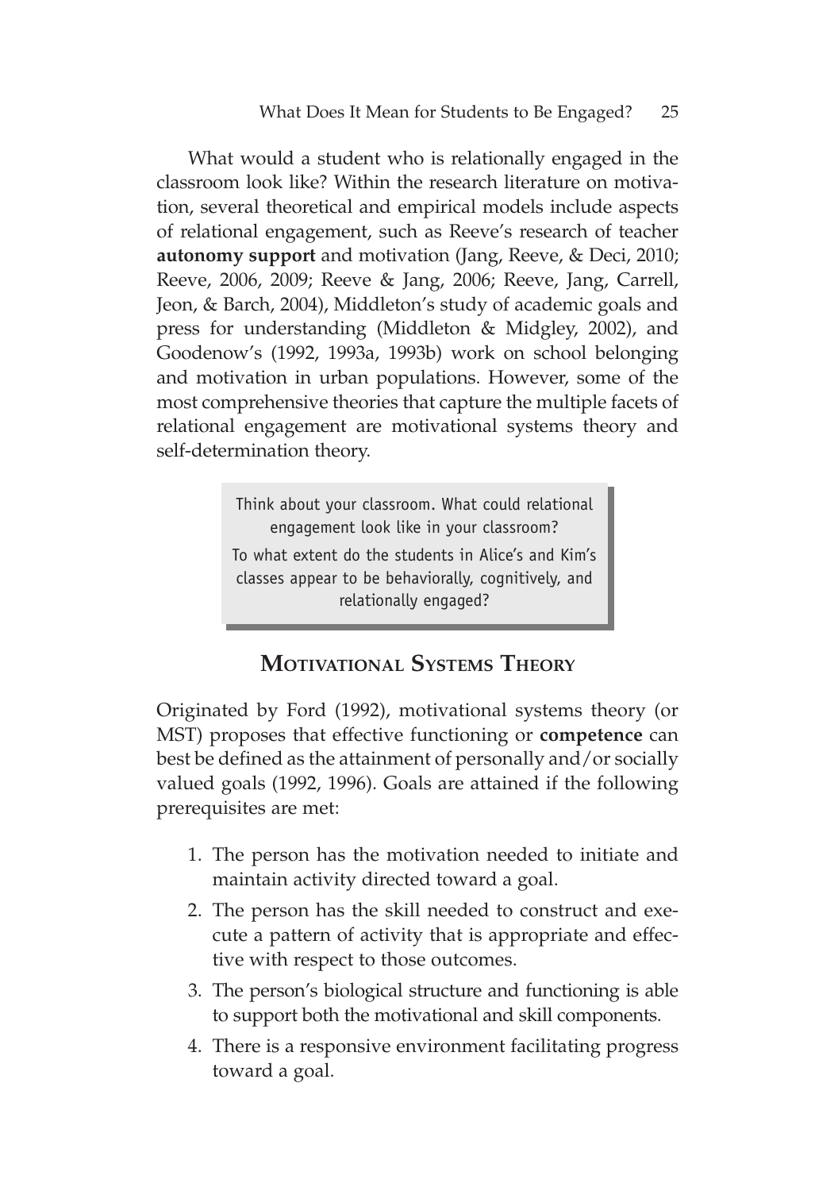What would a student who is relationally engaged in the classroom look like? Within the research literature on motivation, several theoretical and empirical models include aspects of relational engagement, such as Reeve's research of teacher **autonomy support** and motivation (Jang, Reeve, & Deci, 2010; Reeve, 2006, 2009; Reeve & Jang, 2006; Reeve, Jang, Carrell, Jeon, & Barch, 2004), Middleton's study of academic goals and press for understanding (Middleton & Midgley, 2002), and Goodenow's (1992, 1993a, 1993b) work on school belonging and motivation in urban populations. However, some of the most comprehensive theories that capture the multiple facets of relational engagement are motivational systems theory and self-determination theory.

> Think about your classroom. What could relational engagement look like in your classroom?
>
> To what extent do the students in Alice's and Kim's classes appear to be behaviorally, cognitively, and relationally engaged?

## Motivational Systems Theory

Originated by Ford (1992), motivational systems theory (or MST) proposes that effective functioning or **competence** can best be defined as the attainment of personally and/or socially valued goals (1992, 1996). Goals are attained if the following prerequisites are met:

1. The person has the motivation needed to initiate and maintain activity directed toward a goal.
2. The person has the skill needed to construct and execute a pattern of activity that is appropriate and effective with respect to those outcomes.
3. The person's biological structure and functioning is able to support both the motivational and skill components.
4. There is a responsive environment facilitating progress toward a goal.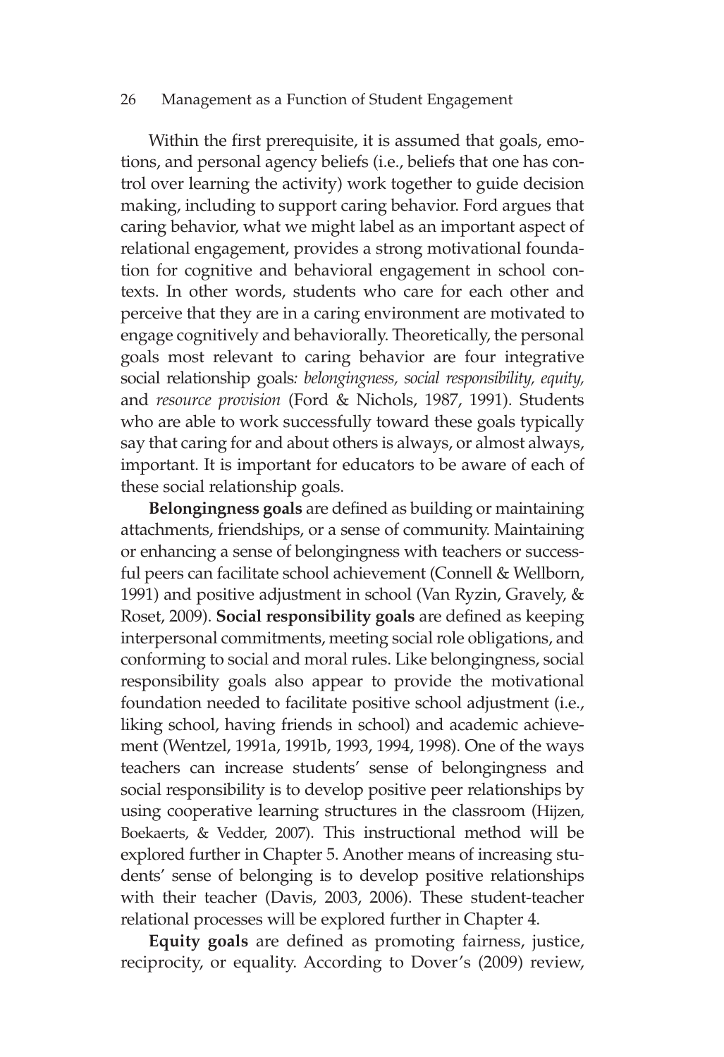Within the first prerequisite, it is assumed that goals, emotions, and personal agency beliefs (i.e., beliefs that one has control over learning the activity) work together to guide decision making, including to support caring behavior. Ford argues that caring behavior, what we might label as an important aspect of relational engagement, provides a strong motivational foundation for cognitive and behavioral engagement in school contexts. In other words, students who care for each other and perceive that they are in a caring environment are motivated to engage cognitively and behaviorally. Theoretically, the personal goals most relevant to caring behavior are four integrative social relationship goals*: belongingness, social responsibility, equity,* and *resource provision* (Ford & Nichols, 1987, 1991). Students who are able to work successfully toward these goals typically say that caring for and about others is always, or almost always, important. It is important for educators to be aware of each of these social relationship goals.

**Belongingness goals** are defined as building or maintaining attachments, friendships, or a sense of community. Maintaining or enhancing a sense of belongingness with teachers or successful peers can facilitate school achievement (Connell & Wellborn, 1991) and positive adjustment in school (Van Ryzin, Gravely, & Roset, 2009). **Social responsibility goals** are defined as keeping interpersonal commitments, meeting social role obligations, and conforming to social and moral rules. Like belongingness, social responsibility goals also appear to provide the motivational foundation needed to facilitate positive school adjustment (i.e., liking school, having friends in school) and academic achievement (Wentzel, 1991a, 1991b, 1993, 1994, 1998). One of the ways teachers can increase students' sense of belongingness and social responsibility is to develop positive peer relationships by using cooperative learning structures in the classroom (Hijzen, Boekaerts, & Vedder, 2007). This instructional method will be explored further in Chapter 5. Another means of increasing students' sense of belonging is to develop positive relationships with their teacher (Davis, 2003, 2006). These student-teacher relational processes will be explored further in Chapter 4.

**Equity goals** are defined as promoting fairness, justice, reciprocity, or equality. According to Dover's (2009) review,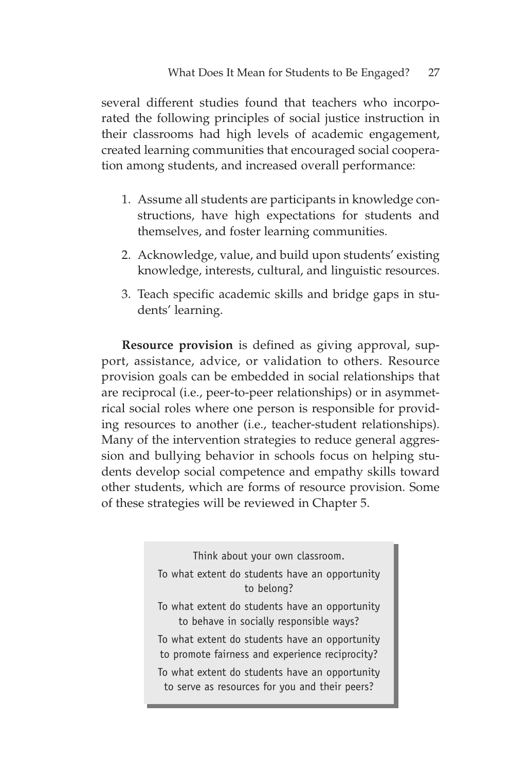several different studies found that teachers who incorporated the following principles of social justice instruction in their classrooms had high levels of academic engagement, created learning communities that encouraged social cooperation among students, and increased overall performance:

1. Assume all students are participants in knowledge constructions, have high expectations for students and themselves, and foster learning communities.
2. Acknowledge, value, and build upon students' existing knowledge, interests, cultural, and linguistic resources.
3. Teach specific academic skills and bridge gaps in students' learning.

**Resource provision** is defined as giving approval, support, assistance, advice, or validation to others. Resource provision goals can be embedded in social relationships that are reciprocal (i.e., peer-to-peer relationships) or in asymmetrical social roles where one person is responsible for providing resources to another (i.e., teacher-student relationships). Many of the intervention strategies to reduce general aggression and bullying behavior in schools focus on helping students develop social competence and empathy skills toward other students, which are forms of resource provision. Some of these strategies will be reviewed in Chapter 5.

> Think about your own classroom.
>
> To what extent do students have an opportunity to belong?
>
> To what extent do students have an opportunity to behave in socially responsible ways?
>
> To what extent do students have an opportunity to promote fairness and experience reciprocity?
>
> To what extent do students have an opportunity to serve as resources for you and their peers?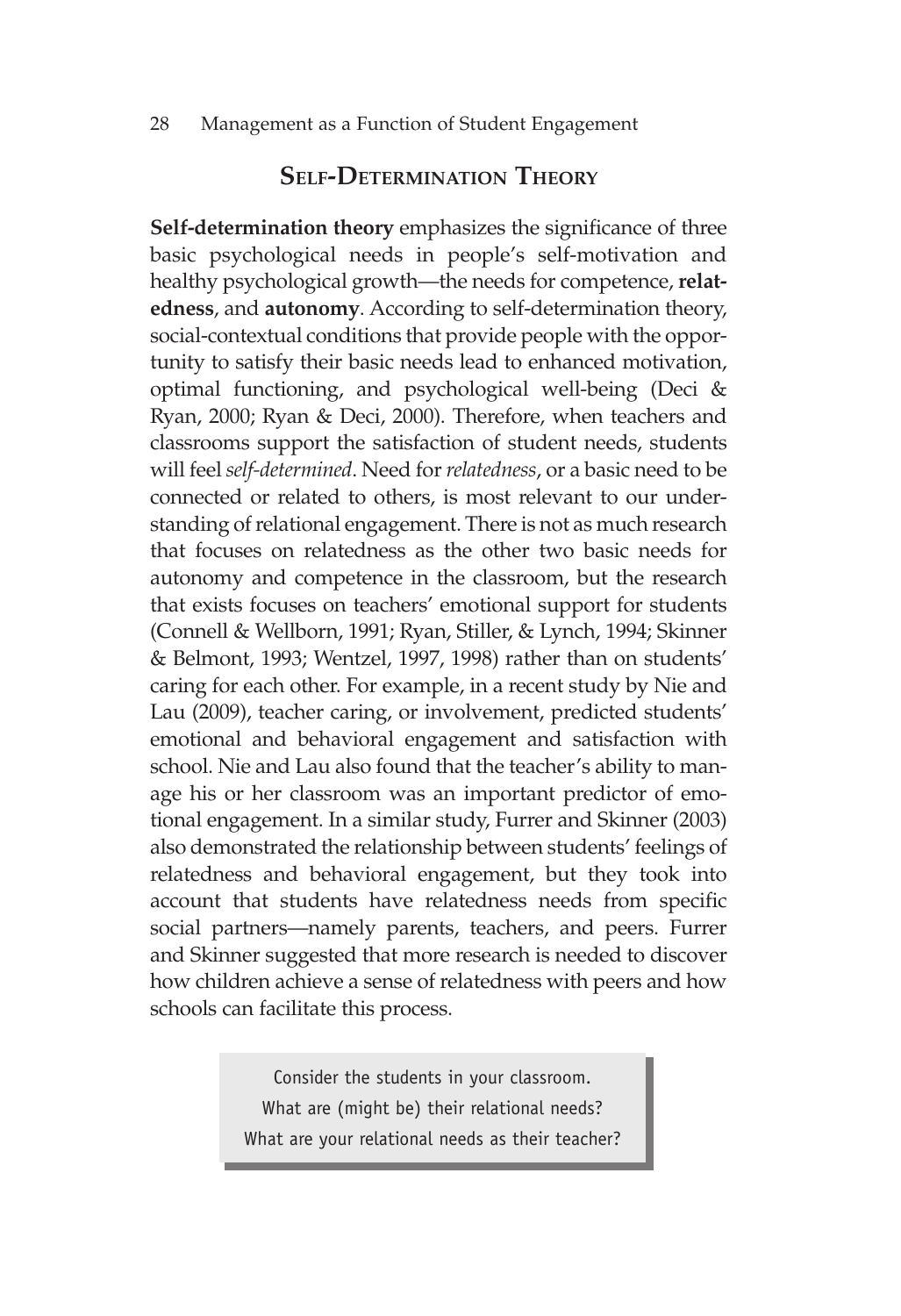## Self-Determination Theory

**Self-determination theory** emphasizes the significance of three basic psychological needs in people's self-motivation and healthy psychological growth—the needs for competence, **relatedness**, and **autonomy**. According to self-determination theory, social-contextual conditions that provide people with the opportunity to satisfy their basic needs lead to enhanced motivation, optimal functioning, and psychological well-being (Deci & Ryan, 2000; Ryan & Deci, 2000). Therefore, when teachers and classrooms support the satisfaction of student needs, students will feel *self-determined*. Need for *relatedness*, or a basic need to be connected or related to others, is most relevant to our understanding of relational engagement. There is not as much research that focuses on relatedness as the other two basic needs for autonomy and competence in the classroom, but the research that exists focuses on teachers' emotional support for students (Connell & Wellborn, 1991; Ryan, Stiller, & Lynch, 1994; Skinner & Belmont, 1993; Wentzel, 1997, 1998) rather than on students' caring for each other. For example, in a recent study by Nie and Lau (2009), teacher caring, or involvement, predicted students' emotional and behavioral engagement and satisfaction with school. Nie and Lau also found that the teacher's ability to manage his or her classroom was an important predictor of emotional engagement. In a similar study, Furrer and Skinner (2003) also demonstrated the relationship between students' feelings of relatedness and behavioral engagement, but they took into account that students have relatedness needs from specific social partners—namely parents, teachers, and peers. Furrer and Skinner suggested that more research is needed to discover how children achieve a sense of relatedness with peers and how schools can facilitate this process.

> Consider the students in your classroom.
> What are (might be) their relational needs?
> What are your relational needs as their teacher?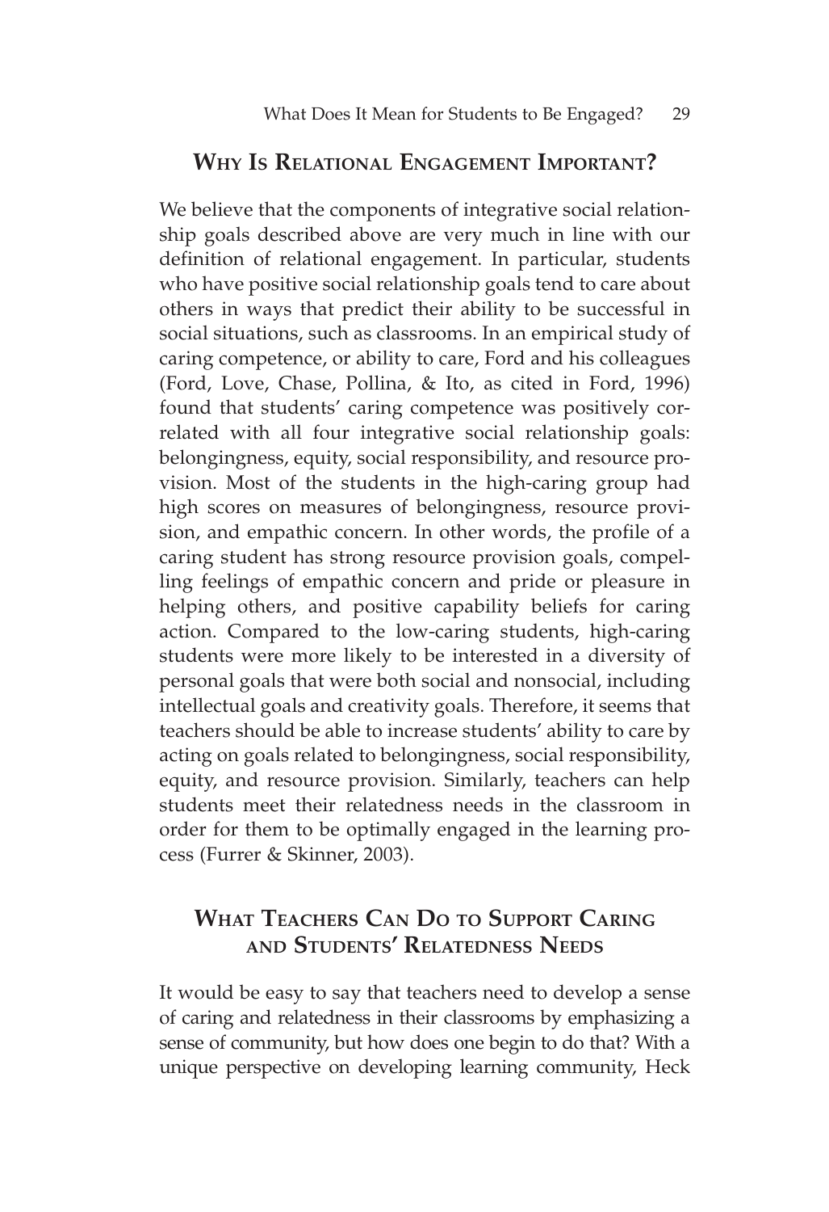## Why Is Relational Engagement Important?

We believe that the components of integrative social relationship goals described above are very much in line with our definition of relational engagement. In particular, students who have positive social relationship goals tend to care about others in ways that predict their ability to be successful in social situations, such as classrooms. In an empirical study of caring competence, or ability to care, Ford and his colleagues (Ford, Love, Chase, Pollina, & Ito, as cited in Ford, 1996) found that students' caring competence was positively correlated with all four integrative social relationship goals: belongingness, equity, social responsibility, and resource provision. Most of the students in the high-caring group had high scores on measures of belongingness, resource provision, and empathic concern. In other words, the profile of a caring student has strong resource provision goals, compelling feelings of empathic concern and pride or pleasure in helping others, and positive capability beliefs for caring action. Compared to the low-caring students, high-caring students were more likely to be interested in a diversity of personal goals that were both social and nonsocial, including intellectual goals and creativity goals. Therefore, it seems that teachers should be able to increase students' ability to care by acting on goals related to belongingness, social responsibility, equity, and resource provision. Similarly, teachers can help students meet their relatedness needs in the classroom in order for them to be optimally engaged in the learning process (Furrer & Skinner, 2003).

## What Teachers Can Do to Support Caring and Students' Relatedness Needs

It would be easy to say that teachers need to develop a sense of caring and relatedness in their classrooms by emphasizing a sense of community, but how does one begin to do that? With a unique perspective on developing learning community, Heck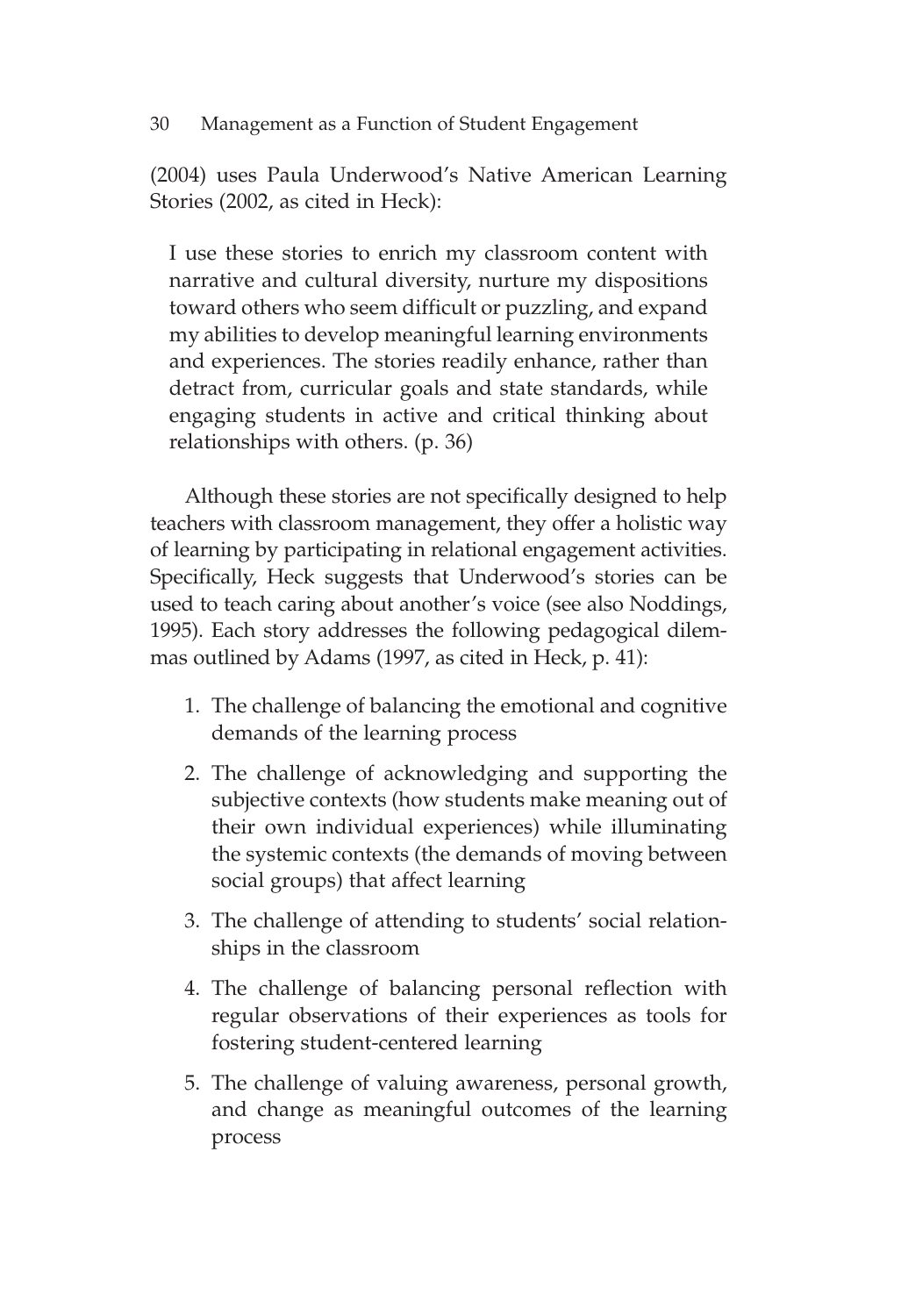(2004) uses Paula Underwood's Native American Learning Stories (2002, as cited in Heck):

> I use these stories to enrich my classroom content with narrative and cultural diversity, nurture my dispositions toward others who seem difficult or puzzling, and expand my abilities to develop meaningful learning environments and experiences. The stories readily enhance, rather than detract from, curricular goals and state standards, while engaging students in active and critical thinking about relationships with others. (p. 36)

Although these stories are not specifically designed to help teachers with classroom management, they offer a holistic way of learning by participating in relational engagement activities. Specifically, Heck suggests that Underwood's stories can be used to teach caring about another's voice (see also Noddings, 1995). Each story addresses the following pedagogical dilemmas outlined by Adams (1997, as cited in Heck, p. 41):

1. The challenge of balancing the emotional and cognitive demands of the learning process
2. The challenge of acknowledging and supporting the subjective contexts (how students make meaning out of their own individual experiences) while illuminating the systemic contexts (the demands of moving between social groups) that affect learning
3. The challenge of attending to students' social relationships in the classroom
4. The challenge of balancing personal reflection with regular observations of their experiences as tools for fostering student-centered learning
5. The challenge of valuing awareness, personal growth, and change as meaningful outcomes of the learning process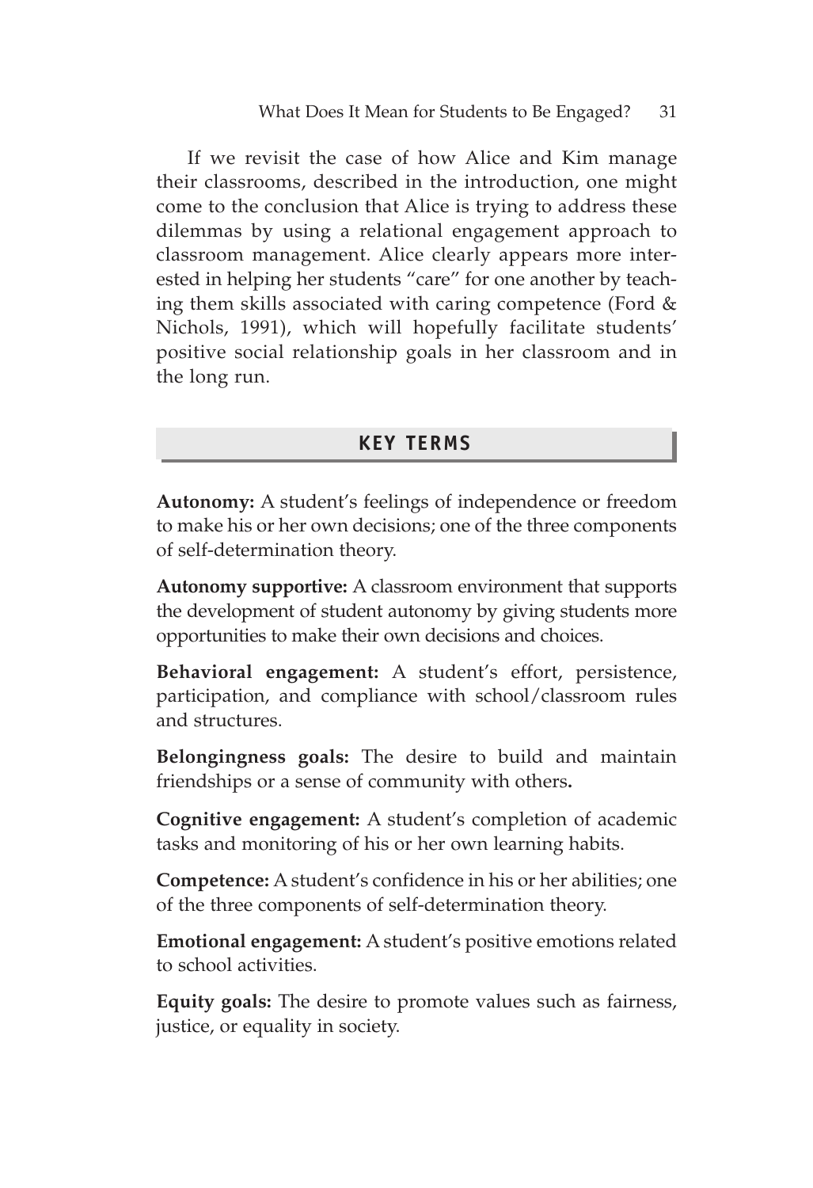If we revisit the case of how Alice and Kim manage their classrooms, described in the introduction, one might come to the conclusion that Alice is trying to address these dilemmas by using a relational engagement approach to classroom management. Alice clearly appears more interested in helping her students "care" for one another by teaching them skills associated with caring competence (Ford & Nichols, 1991), which will hopefully facilitate students' positive social relationship goals in her classroom and in the long run.

## KEY TERMS

**Autonomy:** A student's feelings of independence or freedom to make his or her own decisions; one of the three components of self-determination theory.

**Autonomy supportive:** A classroom environment that supports the development of student autonomy by giving students more opportunities to make their own decisions and choices.

**Behavioral engagement:** A student's effort, persistence, participation, and compliance with school/classroom rules and structures.

**Belongingness goals:** The desire to build and maintain friendships or a sense of community with others.

**Cognitive engagement:** A student's completion of academic tasks and monitoring of his or her own learning habits.

**Competence:** A student's confidence in his or her abilities; one of the three components of self-determination theory.

**Emotional engagement:** A student's positive emotions related to school activities.

**Equity goals:** The desire to promote values such as fairness, justice, or equality in society.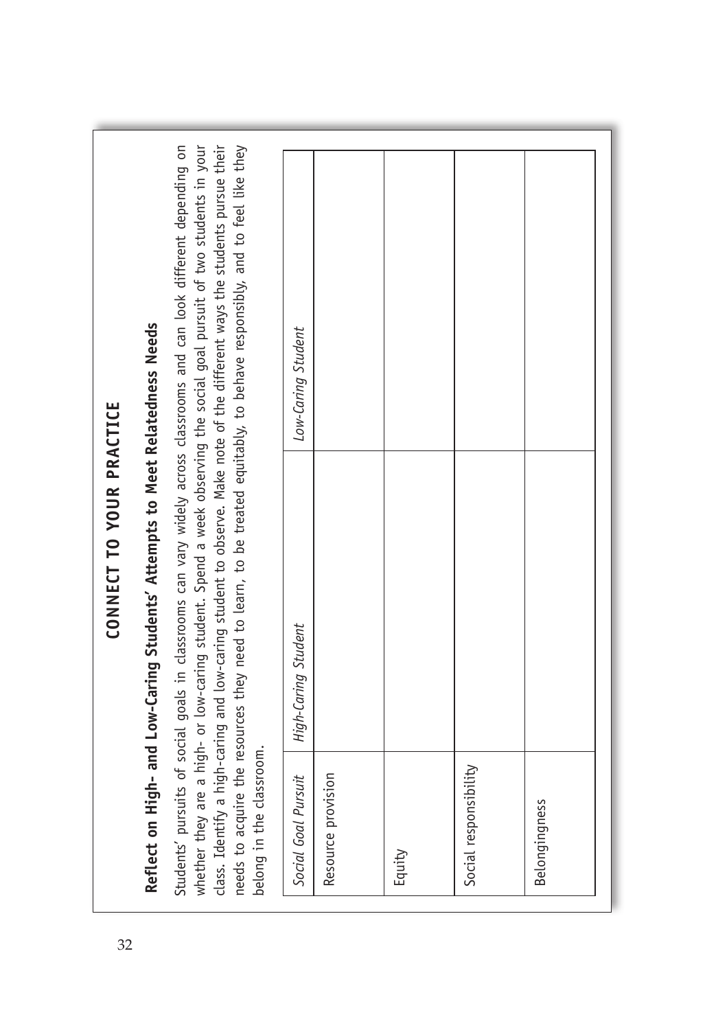## CONNECT TO YOUR PRACTICE

### Reflect on High- and Low-Caring Students' Attempts to Meet Relatedness Needs

Students' pursuits of social goals in classrooms can vary widely across classrooms and can look different depending on whether they are a high- or low-caring student. Spend a week observing the social goal pursuit of two students in your class. Identify a high-caring and low-caring student to observe. Make note of the different ways the students pursue their needs to acquire the resources they need to learn, to be treated equitably, to behave responsibly, and to feel like they belong in the classroom.

| *Social Goal Pursuit* | *High-Caring Student* | *Low-Caring Student* |
|---|---|---|
| Resource provision | | |
| Equity | | |
| Social responsibility | | |
| Belongingness | | |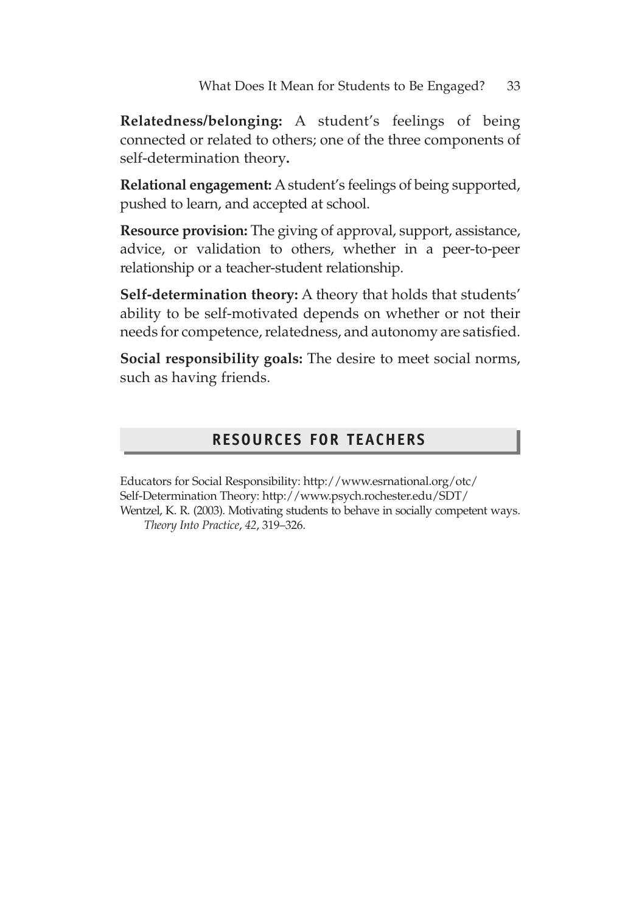**Relatedness/belonging:** A student's feelings of being connected or related to others; one of the three components of self-determination theory**.**

**Relational engagement:** A student's feelings of being supported, pushed to learn, and accepted at school.

**Resource provision:** The giving of approval, support, assistance, advice, or validation to others, whether in a peer-to-peer relationship or a teacher-student relationship.

**Self-determination theory:** A theory that holds that students' ability to be self-motivated depends on whether or not their needs for competence, relatedness, and autonomy are satisfied.

**Social responsibility goals:** The desire to meet social norms, such as having friends.

## RESOURCES FOR TEACHERS

Educators for Social Responsibility: http://www.esrnational.org/otc/
Self-Determination Theory: http://www.psych.rochester.edu/SDT/
Wentzel, K. R. (2003). Motivating students to behave in socially competent ways. *Theory Into Practice*, *42*, 319–326.